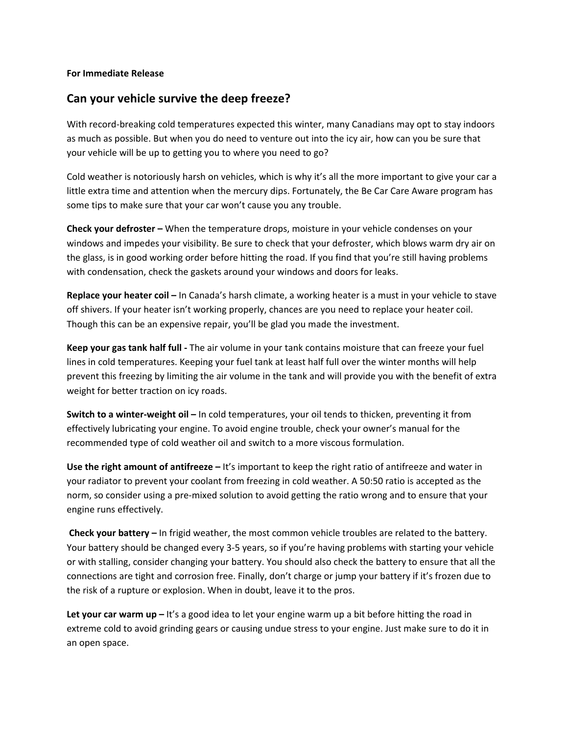**For Immediate Release**

## Can your vehicle survive the deep freeze?

With record-breaking cold temperatures expected this winter, many Canadians may opt to stay indoors as much as possible. But when you do need to venture out into the icy air, how can you be sure that your vehicle will be up to getting you to where you need to go?

Cold weather is notoriously harsh on vehicles, which is why it's all the more important to give your car a little extra time and attention when the mercury dips. Fortunately, the Be Car Care Aware program has some tips to make sure that your car won't cause you any trouble.

**Check your defroster –** When the temperature drops, moisture in your vehicle condenses on your windows and impedes your visibility. Be sure to check that your defroster, which blows warm dry air on the glass, is in good working order before hitting the road. If you find that you're still having problems with condensation, check the gaskets around your windows and doors for leaks.

**Replace your heater coil –** In Canada's harsh climate, a working heater is a must in your vehicle to stave off shivers. If your heater isn't working properly, chances are you need to replace your heater coil. Though this can be an expensive repair, you'll be glad you made the investment.

**Keep your gas tank half full -** The air volume in your tank contains moisture that can freeze your fuel lines in cold temperatures. Keeping your fuel tank at least half full over the winter months will help prevent this freezing by limiting the air volume in the tank and will provide you with the benefit of extra weight for better traction on icy roads.

**Switch to a winter-weight oil –** In cold temperatures, your oil tends to thicken, preventing it from effectively lubricating your engine. To avoid engine trouble, check your owner's manual for the recommended type of cold weather oil and switch to a more viscous formulation.

**Use the right amount of antifreeze –** It's important to keep the right ratio of antifreeze and water in your radiator to prevent your coolant from freezing in cold weather. A 50:50 ratio is accepted as the norm, so consider using a pre-mixed solution to avoid getting the ratio wrong and to ensure that your engine runs effectively.

**Check your battery –** In frigid weather, the most common vehicle troubles are related to the battery. Your battery should be changed every 3-5 years, so if you're having problems with starting your vehicle or with stalling, consider changing your battery. You should also check the battery to ensure that all the connections are tight and corrosion free. Finally, don't charge or jump your battery if it's frozen due to the risk of a rupture or explosion. When in doubt, leave it to the pros.

**Let your car warm up –** It's a good idea to let your engine warm up a bit before hitting the road in extreme cold to avoid grinding gears or causing undue stress to your engine. Just make sure to do it in an open space.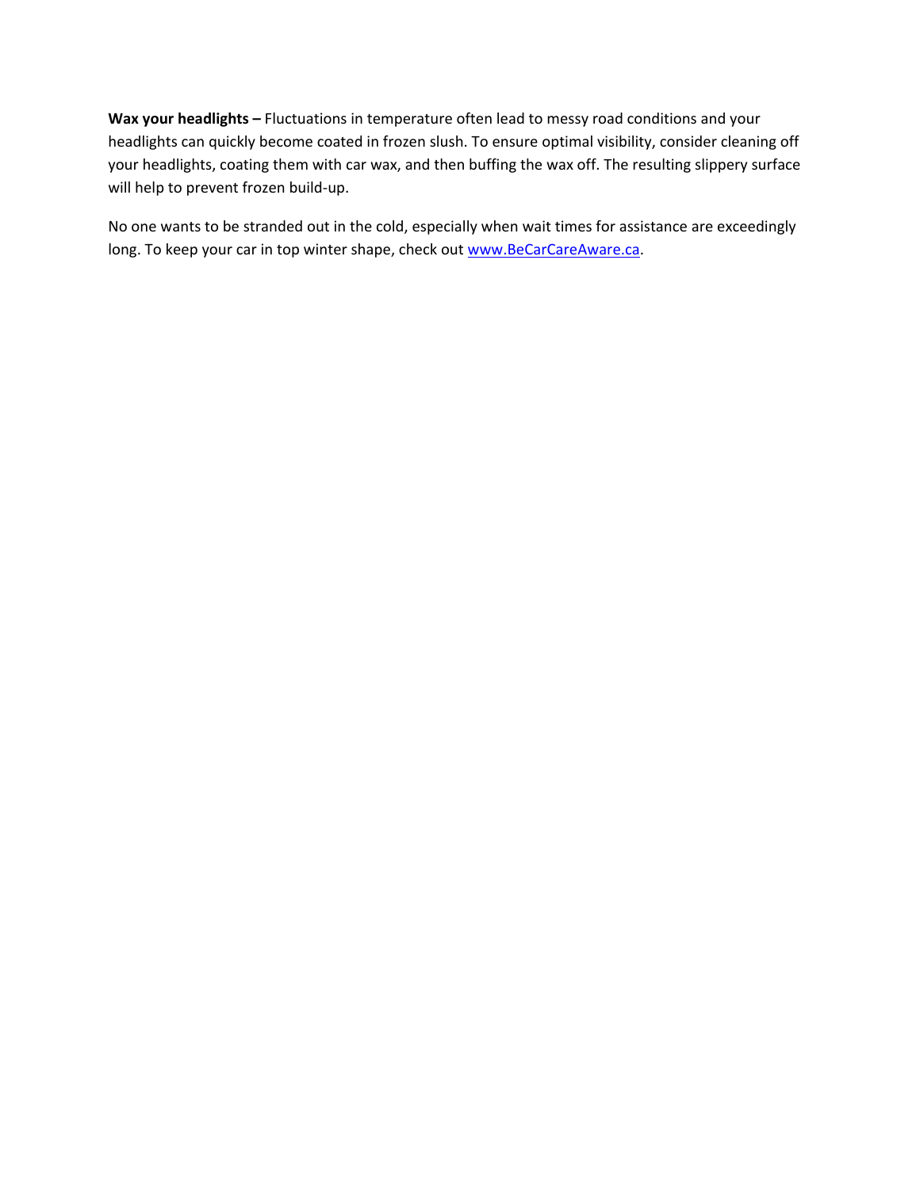**Wax your headlights –** Fluctuations in temperature often lead to messy road conditions and your headlights can quickly become coated in frozen slush. To ensure optimal visibility, consider cleaning off your headlights, coating them with car wax, and then buffing the wax off. The resulting slippery surface will help to prevent frozen build-up.

No one wants to be stranded out in the cold, especially when wait times for assistance are exceedingly long. To keep your car in top winter shape, check out [www.BeCarCareAware.ca](http://www.BeCarCareAware.ca).